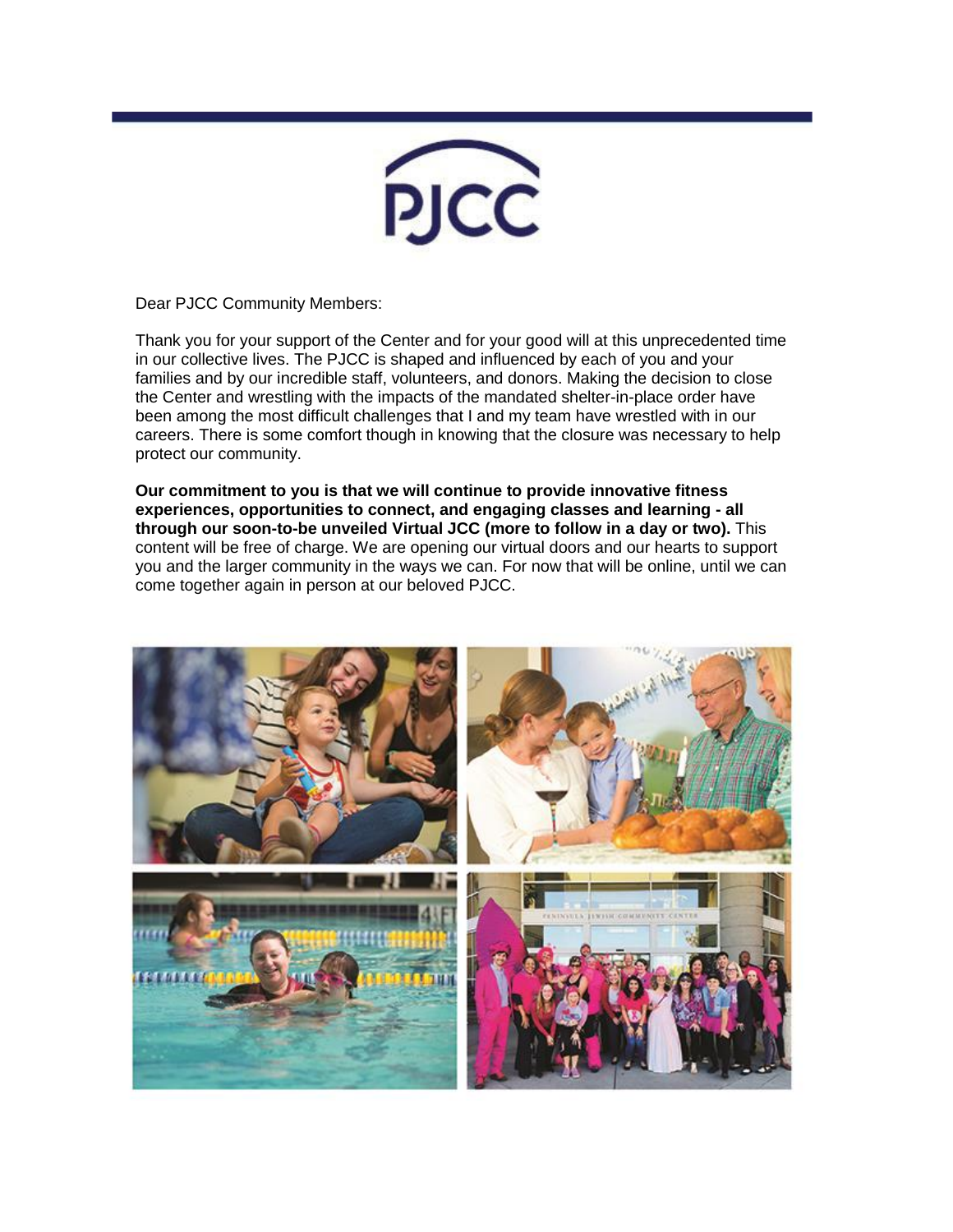PJCC

Dear PJCC Community Members:

Thank you for your support of the Center and for your good will at this unprecedented time in our collective lives. The PJCC is shaped and influenced by each of you and your families and by our incredible staff, volunteers, and donors. Making the decision to close the Center and wrestling with the impacts of the mandated shelter-in-place order have been among the most difficult challenges that I and my team have wrestled with in our careers. There is some comfort though in knowing that the closure was necessary to help protect our community.

**Our commitment to you is that we will continue to provide innovative fitness experiences, opportunities to connect, and engaging classes and learning - all through our soon-to-be unveiled Virtual JCC (more to follow in a day or two).** This content will be free of charge. We are opening our virtual doors and our hearts to support you and the larger community in the ways we can. For now that will be online, until we can come together again in person at our beloved PJCC.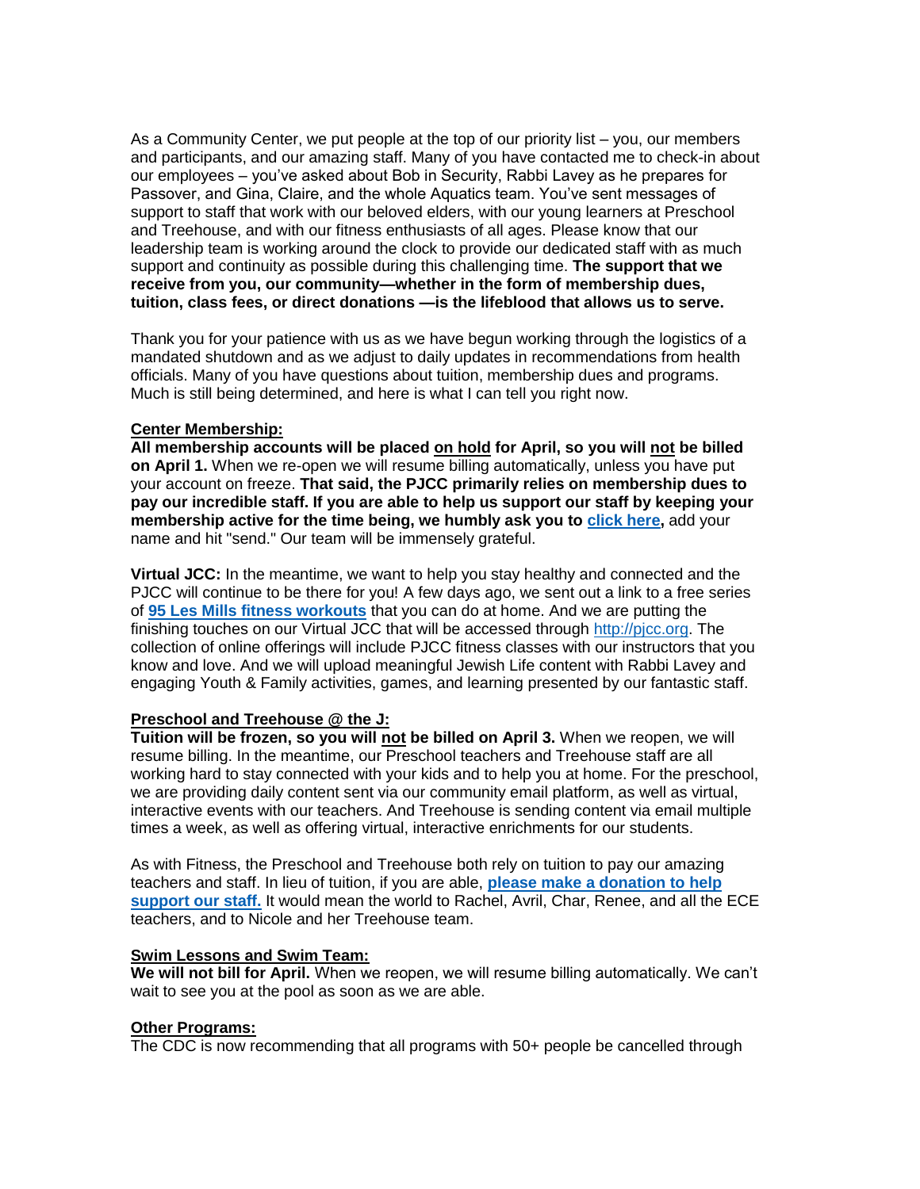As a Community Center, we put people at the top of our priority list – you, our members and participants, and our amazing staff. Many of you have contacted me to check-in about our employees – you've asked about Bob in Security, Rabbi Lavey as he prepares for Passover, and Gina, Claire, and the whole Aquatics team. You've sent messages of support to staff that work with our beloved elders, with our young learners at Preschool and Treehouse, and with our fitness enthusiasts of all ages. Please know that our leadership team is working around the clock to provide our dedicated staff with as much support and continuity as possible during this challenging time. **The support that we receive from you, our community—whether in the form of membership dues, tuition, class fees, or direct donations —is the lifeblood that allows us to serve.**

Thank you for your patience with us as we have begun working through the logistics of a mandated shutdown and as we adjust to daily updates in recommendations from health officials. Many of you have questions about tuition, membership dues and programs. Much is still being determined, and here is what I can tell you right now.

**Center Membership:**
**All membership accounts will be placed on hold for April, so you will not be billed on April 1.** When we re-open we will resume billing automatically, unless you have put your account on freeze. **That said, the PJCC primarily relies on membership dues to pay our incredible staff. If you are able to help us support our staff by keeping your membership active for the time being, we humbly ask you to click here,** add your name and hit "send." Our team will be immensely grateful.

**Virtual JCC:** In the meantime, we want to help you stay healthy and connected and the PJCC will continue to be there for you! A few days ago, we sent out a link to a free series of **95 Les Mills fitness workouts** that you can do at home. And we are putting the finishing touches on our Virtual JCC that will be accessed through http://pjcc.org. The collection of online offerings will include PJCC fitness classes with our instructors that you know and love. And we will upload meaningful Jewish Life content with Rabbi Lavey and engaging Youth & Family activities, games, and learning presented by our fantastic staff.

**Preschool and Treehouse @ the J:**
**Tuition will be frozen, so you will not be billed on April 3.** When we reopen, we will resume billing. In the meantime, our Preschool teachers and Treehouse staff are all working hard to stay connected with your kids and to help you at home. For the preschool, we are providing daily content sent via our community email platform, as well as virtual, interactive events with our teachers. And Treehouse is sending content via email multiple times a week, as well as offering virtual, interactive enrichments for our students.

As with Fitness, the Preschool and Treehouse both rely on tuition to pay our amazing teachers and staff. In lieu of tuition, if you are able, **please make a donation to help support our staff.** It would mean the world to Rachel, Avril, Char, Renee, and all the ECE teachers, and to Nicole and her Treehouse team.

**Swim Lessons and Swim Team:**
**We will not bill for April.** When we reopen, we will resume billing automatically. We can't wait to see you at the pool as soon as we are able.

**Other Programs:**
The CDC is now recommending that all programs with 50+ people be cancelled through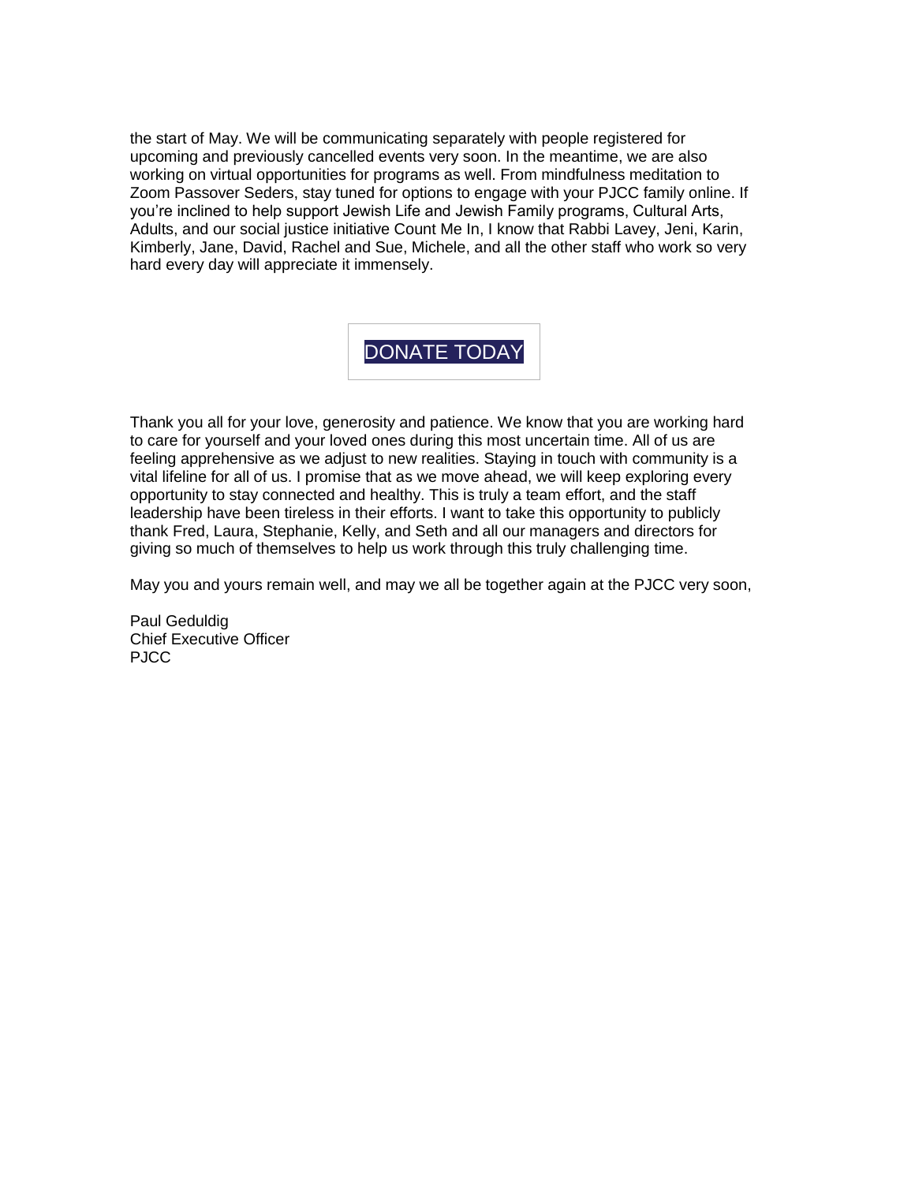the start of May. We will be communicating separately with people registered for upcoming and previously cancelled events very soon. In the meantime, we are also working on virtual opportunities for programs as well. From mindfulness meditation to Zoom Passover Seders, stay tuned for options to engage with your PJCC family online. If you're inclined to help support Jewish Life and Jewish Family programs, Cultural Arts, Adults, and our social justice initiative Count Me In, I know that Rabbi Lavey, Jeni, Karin, Kimberly, Jane, David, Rachel and Sue, Michele, and all the other staff who work so very hard every day will appreciate it immensely.

DONATE TODAY

Thank you all for your love, generosity and patience. We know that you are working hard to care for yourself and your loved ones during this most uncertain time. All of us are feeling apprehensive as we adjust to new realities. Staying in touch with community is a vital lifeline for all of us. I promise that as we move ahead, we will keep exploring every opportunity to stay connected and healthy. This is truly a team effort, and the staff leadership have been tireless in their efforts. I want to take this opportunity to publicly thank Fred, Laura, Stephanie, Kelly, and Seth and all our managers and directors for giving so much of themselves to help us work through this truly challenging time.

May you and yours remain well, and may we all be together again at the PJCC very soon,

Paul Geduldig  
Chief Executive Officer  
PJCC